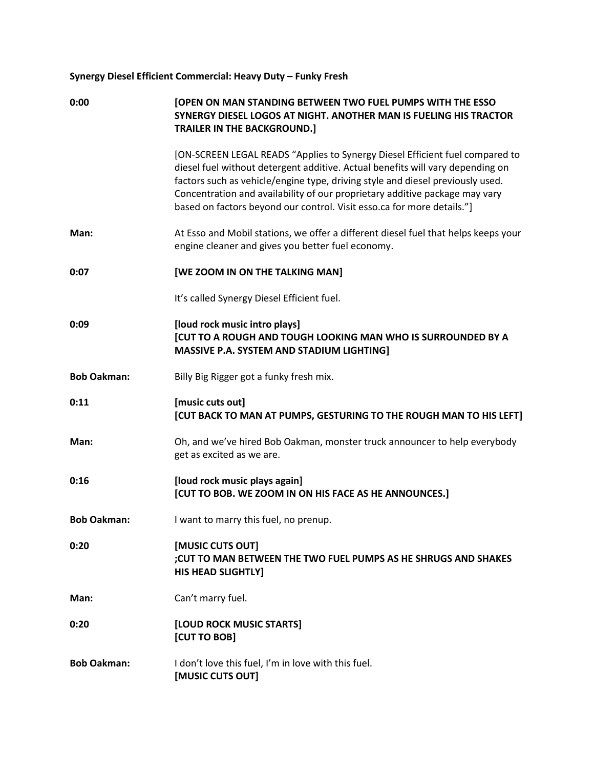**Synergy Diesel Efficient Commercial: Heavy Duty – Funky Fresh**

| | |
|---|---|
| **0:00** | **[OPEN ON MAN STANDING BETWEEN TWO FUEL PUMPS WITH THE ESSO SYNERGY DIESEL LOGOS AT NIGHT. ANOTHER MAN IS FUELING HIS TRACTOR TRAILER IN THE BACKGROUND.]** |
| | [ON-SCREEN LEGAL READS "Applies to Synergy Diesel Efficient fuel compared to diesel fuel without detergent additive. Actual benefits will vary depending on factors such as vehicle/engine type, driving style and diesel previously used. Concentration and availability of our proprietary additive package may vary based on factors beyond our control. Visit esso.ca for more details."] |
| **Man:** | At Esso and Mobil stations, we offer a different diesel fuel that helps keeps your engine cleaner and gives you better fuel economy. |
| **0:07** | **[WE ZOOM IN ON THE TALKING MAN]** |
| | It's called Synergy Diesel Efficient fuel. |
| **0:09** | **[loud rock music intro plays]** **[CUT TO A ROUGH AND TOUGH LOOKING MAN WHO IS SURROUNDED BY A MASSIVE P.A. SYSTEM AND STADIUM LIGHTING]** |
| **Bob Oakman:** | Billy Big Rigger got a funky fresh mix. |
| **0:11** | **[music cuts out]** **[CUT BACK TO MAN AT PUMPS, GESTURING TO THE ROUGH MAN TO HIS LEFT]** |
| **Man:** | Oh, and we've hired Bob Oakman, monster truck announcer to help everybody get as excited as we are. |
| **0:16** | **[loud rock music plays again]** **[CUT TO BOB. WE ZOOM IN ON HIS FACE AS HE ANNOUNCES.]** |
| **Bob Oakman:** | I want to marry this fuel, no prenup. |
| **0:20** | **[MUSIC CUTS OUT]** **;CUT TO MAN BETWEEN THE TWO FUEL PUMPS AS HE SHRUGS AND SHAKES HIS HEAD SLIGHTLY]** |
| **Man:** | Can't marry fuel. |
| **0:20** | **[LOUD ROCK MUSIC STARTS]** **[CUT TO BOB]** |
| **Bob Oakman:** | I don't love this fuel, I'm in love with this fuel. **[MUSIC CUTS OUT]** |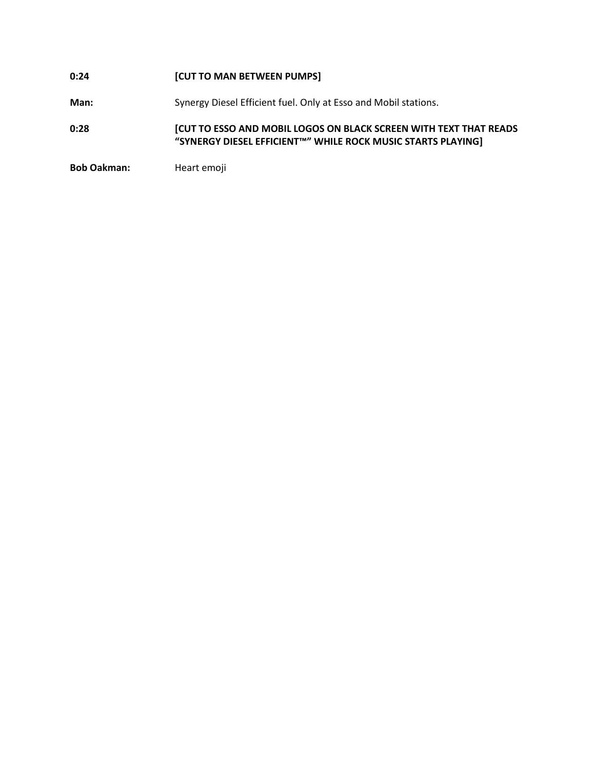**0:24** **[CUT TO MAN BETWEEN PUMPS]**

**Man:** Synergy Diesel Efficient fuel. Only at Esso and Mobil stations.

**0:28** **[CUT TO ESSO AND MOBIL LOGOS ON BLACK SCREEN WITH TEXT THAT READS "SYNERGY DIESEL EFFICIENT™" WHILE ROCK MUSIC STARTS PLAYING]**

**Bob Oakman:** Heart emoji